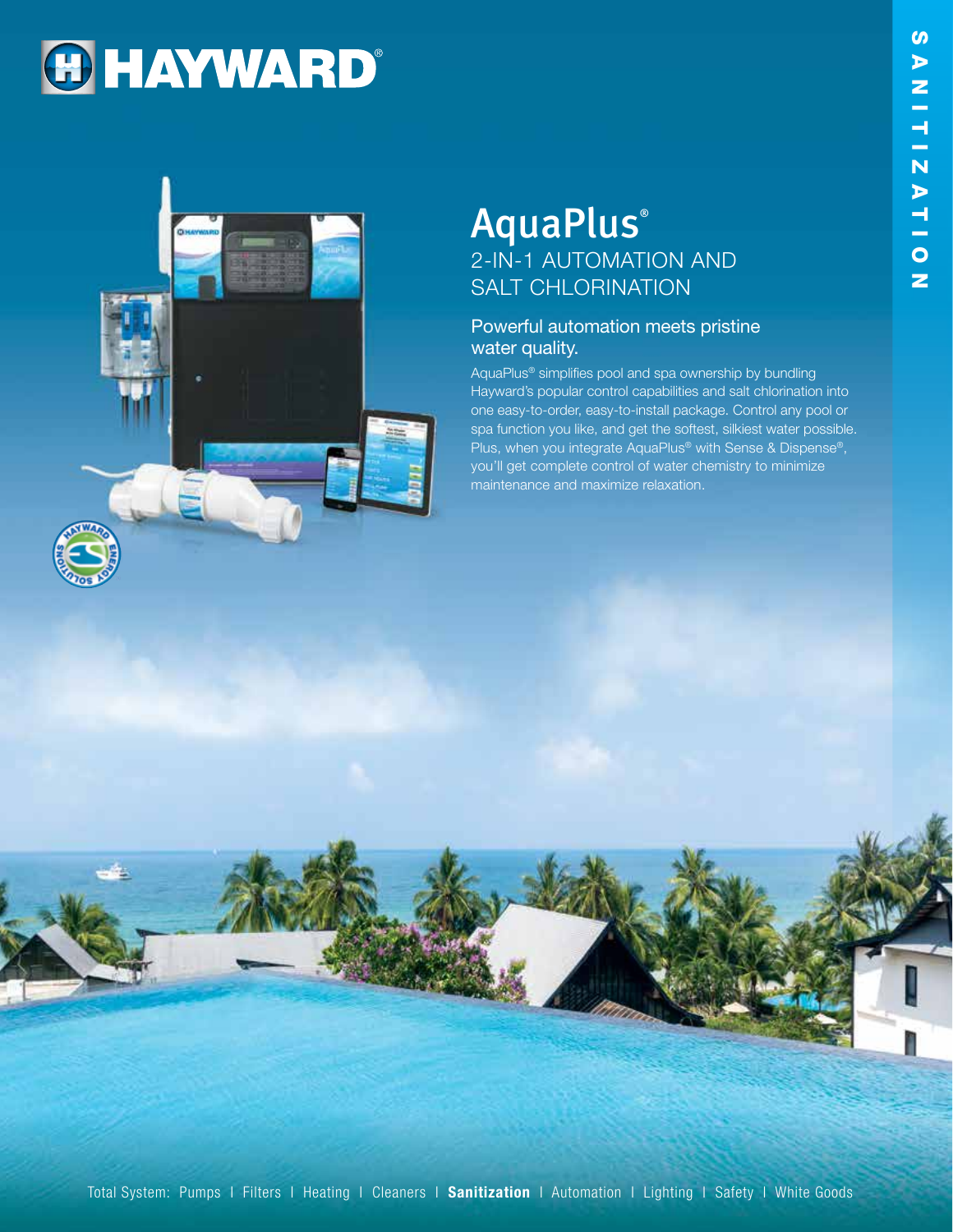# HAYWARD®

SANITIZATION

## AquaPlus®

### 2-IN-1 AUTOMATION AND SALT CHLORINATION

### Powerful automation meets pristine water quality.

AquaPlus® simplifies pool and spa ownership by bundling Hayward's popular control capabilities and salt chlorination into one easy-to-order, easy-to-install package. Control any pool or spa function you like, and get the softest, silkiest water possible. Plus, when you integrate AquaPlus® with Sense & Dispense®, you'll get complete control of water chemistry to minimize maintenance and maximize relaxation.

Total System: Pumps | Filters | Heating | Cleaners | **Sanitization** | Automation | Lighting | Safety | White Goods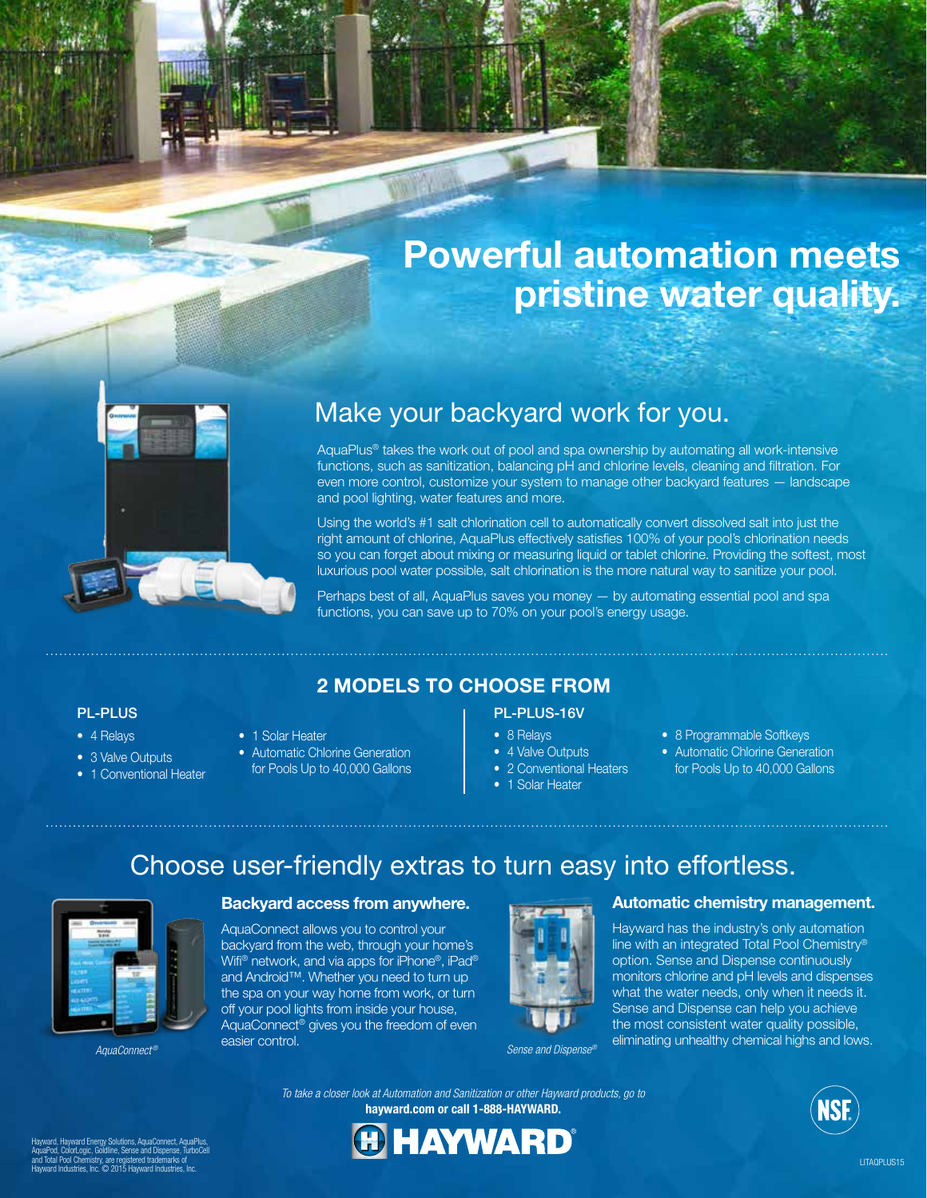# Powerful automation meets pristine water quality.

## Make your backyard work for you.

AquaPlus® takes the work out of pool and spa ownership by automating all work-intensive functions, such as sanitization, balancing pH and chlorine levels, cleaning and filtration. For even more control, customize your system to manage other backyard features — landscape and pool lighting, water features and more.

Using the world's #1 salt chlorination cell to automatically convert dissolved salt into just the right amount of chlorine, AquaPlus effectively satisfies 100% of your pool's chlorination needs so you can forget about mixing or measuring liquid or tablet chlorine. Providing the softest, most luxurious pool water possible, salt chlorination is the more natural way to sanitize your pool.

Perhaps best of all, AquaPlus saves you money — by automating essential pool and spa functions, you can save up to 70% on your pool's energy usage.

## 2 MODELS TO CHOOSE FROM

### PL-PLUS

- 4 Relays
- 3 Valve Outputs
- 1 Conventional Heater
- 1 Solar Heater
- Automatic Chlorine Generation for Pools Up to 40,000 Gallons

### PL-PLUS-16V

- 8 Relays
- 4 Valve Outputs
- 2 Conventional Heaters
- 1 Solar Heater
- 8 Programmable Softkeys
- Automatic Chlorine Generation for Pools Up to 40,000 Gallons

## Choose user-friendly extras to turn easy into effortless.

### Backyard access from anywhere.

AquaConnect allows you to control your backyard from the web, through your home's Wifi® network, and via apps for iPhone®, iPad® and Android™. Whether you need to turn up the spa on your way home from work, or turn off your pool lights from inside your house, AquaConnect® gives you the freedom of even easier control.

*AquaConnect®*

### Automatic chemistry management.

Hayward has the industry's only automation line with an integrated Total Pool Chemistry® option. Sense and Dispense continuously monitors chlorine and pH levels and dispenses what the water needs, only when it needs it. Sense and Dispense can help you achieve the most consistent water quality possible, eliminating unhealthy chemical highs and lows.

*Sense and Dispense®*

*To take a closer look at Automation and Sanitization or other Hayward products, go to* **hayward.com or call 1-888-HAYWARD.**

HAYWARD®

NSF

Hayward, Hayward Energy Solutions, AquaConnect, AquaPlus, AquaPod, ColorLogic, Goldline, Sense and Dispense, TurboCell and Total Pool Chemistry, are registered trademarks of Hayward Industries, Inc. © 2015 Hayward Industries, Inc.

LITAQPLUS15